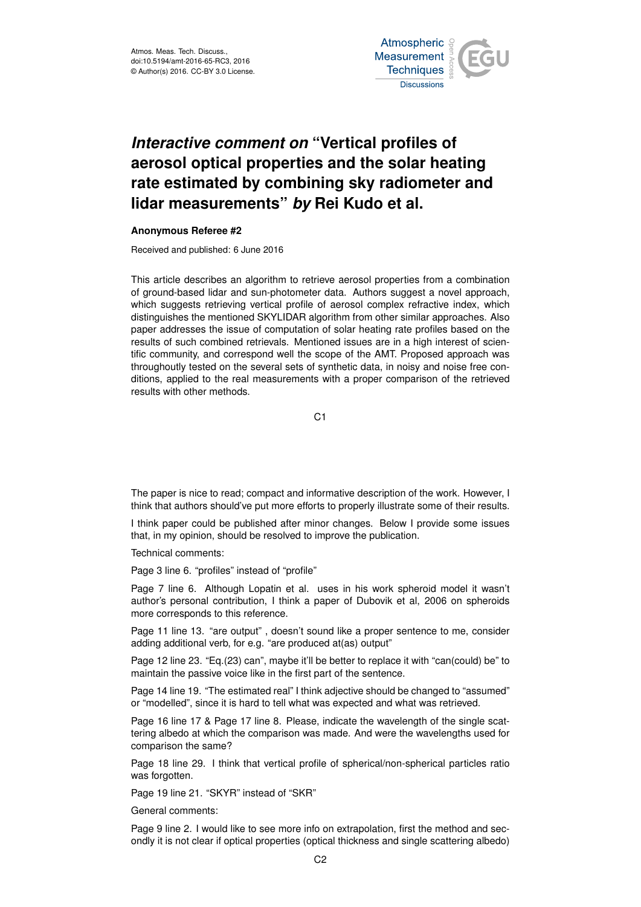# *Interactive comment on* "Vertical profiles of aerosol optical properties and the solar heating rate estimated by combining sky radiometer and lidar measurements" *by* Rei Kudo et al.

**Anonymous Referee #2**

Received and published: 6 June 2016

This article describes an algorithm to retrieve aerosol properties from a combination of ground-based lidar and sun-photometer data. Authors suggest a novel approach, which suggests retrieving vertical profile of aerosol complex refractive index, which distinguishes the mentioned SKYLIDAR algorithm from other similar approaches. Also paper addresses the issue of computation of solar heating rate profiles based on the results of such combined retrievals. Mentioned issues are in a high interest of scientific community, and correspond well the scope of the AMT. Proposed approach was throughoutly tested on the several sets of synthetic data, in noisy and noise free conditions, applied to the real measurements with a proper comparison of the retrieved results with other methods.

The paper is nice to read; compact and informative description of the work. However, I think that authors should've put more efforts to properly illustrate some of their results.

I think paper could be published after minor changes. Below I provide some issues that, in my opinion, should be resolved to improve the publication.

Technical comments:

Page 3 line 6. "profiles" instead of "profile"

Page 7 line 6. Although Lopatin et al. uses in his work spheroid model it wasn't author's personal contribution, I think a paper of Dubovik et al, 2006 on spheroids more corresponds to this reference.

Page 11 line 13. "are output" , doesn't sound like a proper sentence to me, consider adding additional verb, for e.g. "are produced at(as) output"

Page 12 line 23. "Eq.(23) can", maybe it'll be better to replace it with "can(could) be" to maintain the passive voice like in the first part of the sentence.

Page 14 line 19. "The estimated real" I think adjective should be changed to "assumed" or "modelled", since it is hard to tell what was expected and what was retrieved.

Page 16 line 17 & Page 17 line 8. Please, indicate the wavelength of the single scattering albedo at which the comparison was made. And were the wavelengths used for comparison the same?

Page 18 line 29. I think that vertical profile of spherical/non-spherical particles ratio was forgotten.

Page 19 line 21. "SKYR" instead of "SKR"

General comments:

Page 9 line 2. I would like to see more info on extrapolation, first the method and secondly it is not clear if optical properties (optical thickness and single scattering albedo)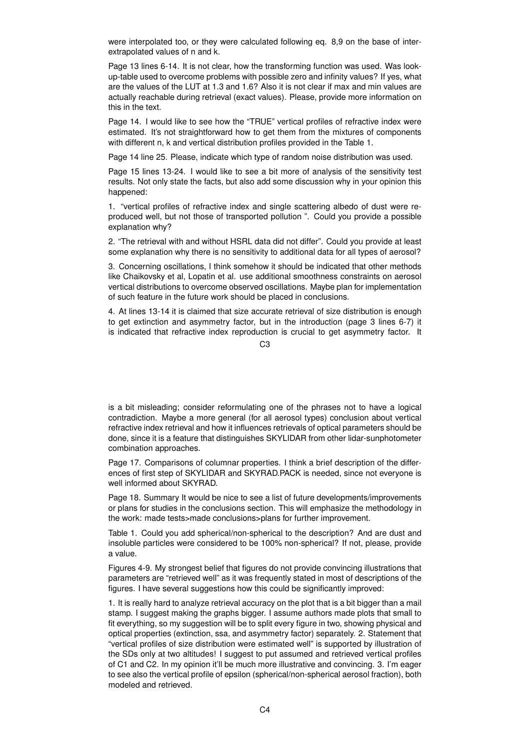were interpolated too, or they were calculated following eq. 8,9 on the base of inter-extrapolated values of n and k.

Page 13 lines 6-14. It is not clear, how the transforming function was used. Was look-up-table used to overcome problems with possible zero and infinity values? If yes, what are the values of the LUT at 1.3 and 1.6? Also it is not clear if max and min values are actually reachable during retrieval (exact values). Please, provide more information on this in the text.

Page 14. I would like to see how the "TRUE" vertical profiles of refractive index were estimated. It's not straightforward how to get them from the mixtures of components with different n, k and vertical distribution profiles provided in the Table 1.

Page 14 line 25. Please, indicate which type of random noise distribution was used.

Page 15 lines 13-24. I would like to see a bit more of analysis of the sensitivity test results. Not only state the facts, but also add some discussion why in your opinion this happened:

1. "vertical profiles of refractive index and single scattering albedo of dust were reproduced well, but not those of transported pollution ". Could you provide a possible explanation why?

2. "The retrieval with and without HSRL data did not differ". Could you provide at least some explanation why there is no sensitivity to additional data for all types of aerosol?

3. Concerning oscillations, I think somehow it should be indicated that other methods like Chaikovsky et al, Lopatin et al. use additional smoothness constraints on aerosol vertical distributions to overcome observed oscillations. Maybe plan for implementation of such feature in the future work should be placed in conclusions.

4. At lines 13-14 it is claimed that size accurate retrieval of size distribution is enough to get extinction and asymmetry factor, but in the introduction (page 3 lines 6-7) it is indicated that refractive index reproduction is crucial to get asymmetry factor. It is a bit misleading; consider reformulating one of the phrases not to have a logical contradiction. Maybe a more general (for all aerosol types) conclusion about vertical refractive index retrieval and how it influences retrievals of optical parameters should be done, since it is a feature that distinguishes SKYLIDAR from other lidar-sunphotometer combination approaches.

Page 17. Comparisons of columnar properties. I think a brief description of the differences of first step of SKYLIDAR and SKYRAD.PACK is needed, since not everyone is well informed about SKYRAD.

Page 18. Summary It would be nice to see a list of future developments/improvements or plans for studies in the conclusions section. This will emphasize the methodology in the work: made tests>made conclusions>plans for further improvement.

Table 1. Could you add spherical/non-spherical to the description? And are dust and insoluble particles were considered to be 100% non-spherical? If not, please, provide a value.

Figures 4-9. My strongest belief that figures do not provide convincing illustrations that parameters are "retrieved well" as it was frequently stated in most of descriptions of the figures. I have several suggestions how this could be significantly improved:

1. It is really hard to analyze retrieval accuracy on the plot that is a bit bigger than a mail stamp. I suggest making the graphs bigger. I assume authors made plots that small to fit everything, so my suggestion will be to split every figure in two, showing physical and optical properties (extinction, ssa, and asymmetry factor) separately. 2. Statement that "vertical profiles of size distribution were estimated well" is supported by illustration of the SDs only at two altitudes! I suggest to put assumed and retrieved vertical profiles of C1 and C2. In my opinion it'll be much more illustrative and convincing. 3. I'm eager to see also the vertical profile of epsilon (spherical/non-spherical aerosol fraction), both modeled and retrieved.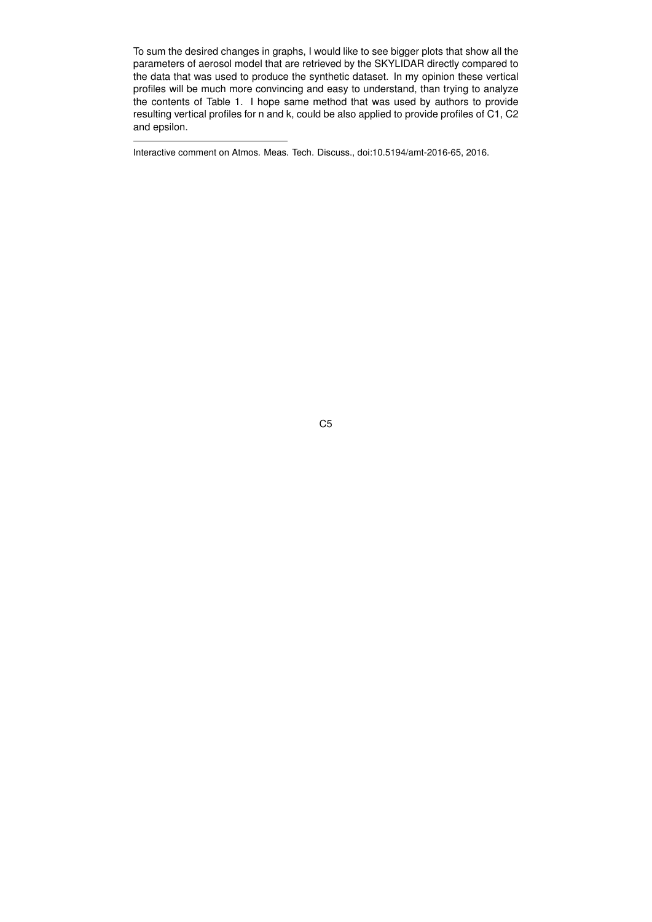To sum the desired changes in graphs, I would like to see bigger plots that show all the parameters of aerosol model that are retrieved by the SKYLIDAR directly compared to the data that was used to produce the synthetic dataset. In my opinion these vertical profiles will be much more convincing and easy to understand, than trying to analyze the contents of Table 1. I hope same method that was used by authors to provide resulting vertical profiles for n and k, could be also applied to provide profiles of C1, C2 and epsilon.

---

Interactive comment on Atmos. Meas. Tech. Discuss., doi:10.5194/amt-2016-65, 2016.